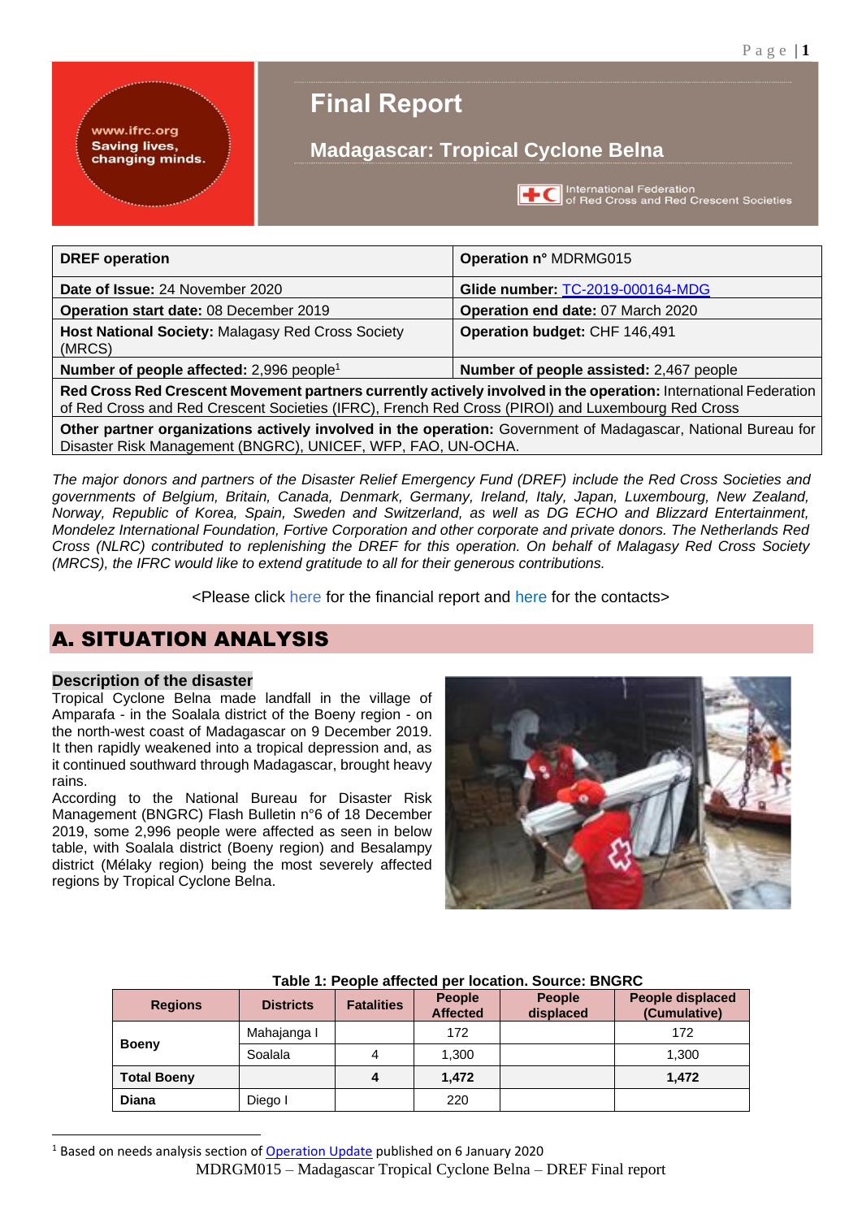# Final Report

## Madagascar: Tropical Cyclone Belna

| DREF operation | Operation n° MDRMG015 |
|---|---|
| **Date of Issue:** 24 November 2020 | **Glide number:** TC-2019-000164-MDG |
| **Operation start date:** 08 December 2019 | **Operation end date:** 07 March 2020 |
| **Host National Society:** Malagasy Red Cross Society (MRCS) | **Operation budget:** CHF 146,491 |
| **Number of people affected:** 2,996 people[1] | **Number of people assisted:** 2,467 people |
| **Red Cross Red Crescent Movement partners currently actively involved in the operation:** International Federation of Red Cross and Red Crescent Societies (IFRC), French Red Cross (PIROI) and Luxembourg Red Cross | |
| **Other partner organizations actively involved in the operation:** Government of Madagascar, National Bureau for Disaster Risk Management (BNGRC), UNICEF, WFP, FAO, UN-OCHA. | |

*The major donors and partners of the Disaster Relief Emergency Fund (DREF) include the Red Cross Societies and governments of Belgium, Britain, Canada, Denmark, Germany, Ireland, Italy, Japan, Luxembourg, New Zealand, Norway, Republic of Korea, Spain, Sweden and Switzerland, as well as DG ECHO and Blizzard Entertainment, Mondelez International Foundation, Fortive Corporation and other corporate and private donors. The Netherlands Red Cross (NLRC) contributed to replenishing the DREF for this operation. On behalf of Malagasy Red Cross Society (MRCS), the IFRC would like to extend gratitude to all for their generous contributions.*

<Please click here for the financial report and here for the contacts>

## A. SITUATION ANALYSIS

### Description of the disaster

Tropical Cyclone Belna made landfall in the village of Amparafa - in the Soalala district of the Boeny region - on the north-west coast of Madagascar on 9 December 2019. It then rapidly weakened into a tropical depression and, as it continued southward through Madagascar, brought heavy rains.

According to the National Bureau for Disaster Risk Management (BNGRC) Flash Bulletin n°6 of 18 December 2019, some 2,996 people were affected as seen in below table, with Soalala district (Boeny region) and Besalampy district (Mélaky region) being the most severely affected regions by Tropical Cyclone Belna.

**Table 1: People affected per location. Source: BNGRC**

| Regions | Districts | Fatalities | People Affected | People displaced | People displaced (Cumulative) |
|---|---|---|---|---|---|
| **Boeny** | Mahajanga I | | 172 | | 172 |
| | Soalala | 4 | 1,300 | | 1,300 |
| **Total Boeny** | | **4** | **1,472** | | **1,472** |
| **Diana** | Diego I | | 220 | | |

[1] Based on needs analysis section of Operation Update published on 6 January 2020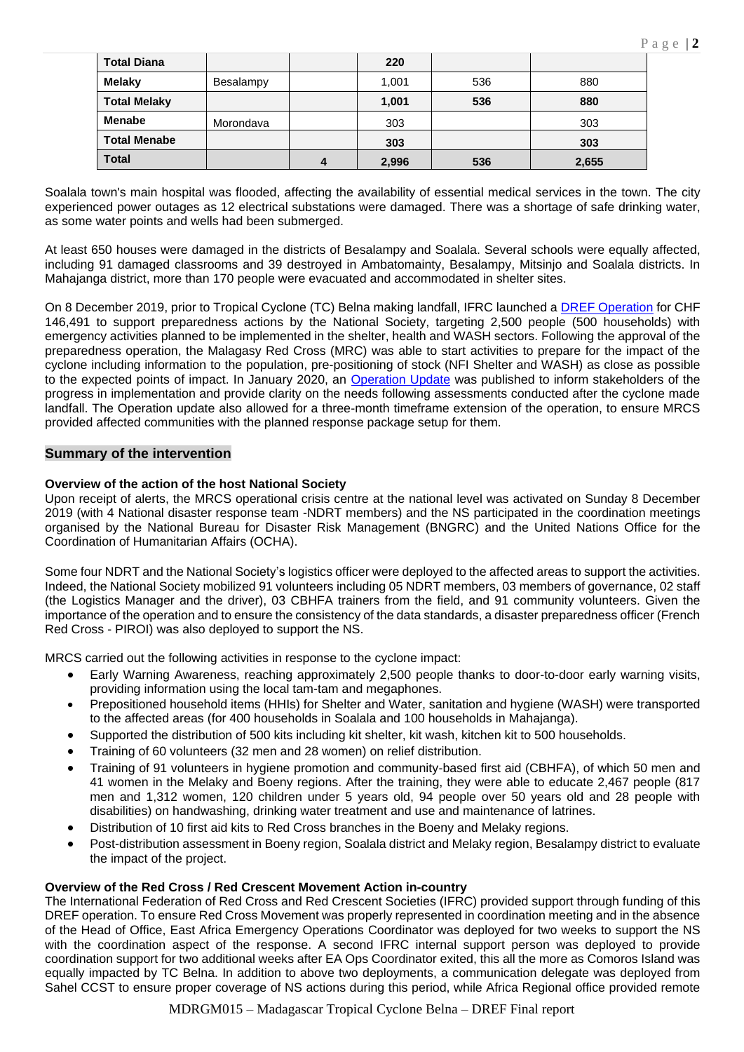| Total Diana | | | 220 | | |
|---|---|---|---|---|---|
| Melaky | Besalampy | | 1,001 | 536 | 880 |
| Total Melaky | | | 1,001 | 536 | 880 |
| Menabe | Morondava | | 303 | | 303 |
| Total Menabe | | | 303 | | 303 |
| Total | | 4 | 2,996 | 536 | 2,655 |

Soalala town's main hospital was flooded, affecting the availability of essential medical services in the town. The city experienced power outages as 12 electrical substations were damaged. There was a shortage of safe drinking water, as some water points and wells had been submerged.

At least 650 houses were damaged in the districts of Besalampy and Soalala. Several schools were equally affected, including 91 damaged classrooms and 39 destroyed in Ambatomainty, Besalampy, Mitsinjo and Soalala districts. In Mahajanga district, more than 170 people were evacuated and accommodated in shelter sites.

On 8 December 2019, prior to Tropical Cyclone (TC) Belna making landfall, IFRC launched a DREF Operation for CHF 146,491 to support preparedness actions by the National Society, targeting 2,500 people (500 households) with emergency activities planned to be implemented in the shelter, health and WASH sectors. Following the approval of the preparedness operation, the Malagasy Red Cross (MRC) was able to start activities to prepare for the impact of the cyclone including information to the population, pre-positioning of stock (NFI Shelter and WASH) as close as possible to the expected points of impact. In January 2020, an Operation Update was published to inform stakeholders of the progress in implementation and provide clarity on the needs following assessments conducted after the cyclone made landfall. The Operation update also allowed for a three-month timeframe extension of the operation, to ensure MRCS provided affected communities with the planned response package setup for them.

## Summary of the intervention

### Overview of the action of the host National Society

Upon receipt of alerts, the MRCS operational crisis centre at the national level was activated on Sunday 8 December 2019 (with 4 National disaster response team -NDRT members) and the NS participated in the coordination meetings organised by the National Bureau for Disaster Risk Management (BNGRC) and the United Nations Office for the Coordination of Humanitarian Affairs (OCHA).

Some four NDRT and the National Society's logistics officer were deployed to the affected areas to support the activities. Indeed, the National Society mobilized 91 volunteers including 05 NDRT members, 03 members of governance, 02 staff (the Logistics Manager and the driver), 03 CBHFA trainers from the field, and 91 community volunteers. Given the importance of the operation and to ensure the consistency of the data standards, a disaster preparedness officer (French Red Cross - PIROI) was also deployed to support the NS.

MRCS carried out the following activities in response to the cyclone impact:

- Early Warning Awareness, reaching approximately 2,500 people thanks to door-to-door early warning visits, providing information using the local tam-tam and megaphones.
- Prepositioned household items (HHIs) for Shelter and Water, sanitation and hygiene (WASH) were transported to the affected areas (for 400 households in Soalala and 100 households in Mahajanga).
- Supported the distribution of 500 kits including kit shelter, kit wash, kitchen kit to 500 households.
- Training of 60 volunteers (32 men and 28 women) on relief distribution.
- Training of 91 volunteers in hygiene promotion and community-based first aid (CBHFA), of which 50 men and 41 women in the Melaky and Boeny regions. After the training, they were able to educate 2,467 people (817 men and 1,312 women, 120 children under 5 years old, 94 people over 50 years old and 28 people with disabilities) on handwashing, drinking water treatment and use and maintenance of latrines.
- Distribution of 10 first aid kits to Red Cross branches in the Boeny and Melaky regions.
- Post-distribution assessment in Boeny region, Soalala district and Melaky region, Besalampy district to evaluate the impact of the project.

### Overview of the Red Cross / Red Crescent Movement Action in-country

The International Federation of Red Cross and Red Crescent Societies (IFRC) provided support through funding of this DREF operation. To ensure Red Cross Movement was properly represented in coordination meeting and in the absence of the Head of Office, East Africa Emergency Operations Coordinator was deployed for two weeks to support the NS with the coordination aspect of the response. A second IFRC internal support person was deployed to provide coordination support for two additional weeks after EA Ops Coordinator exited, this all the more as Comoros Island was equally impacted by TC Belna. In addition to above two deployments, a communication delegate was deployed from Sahel CCST to ensure proper coverage of NS actions during this period, while Africa Regional office provided remote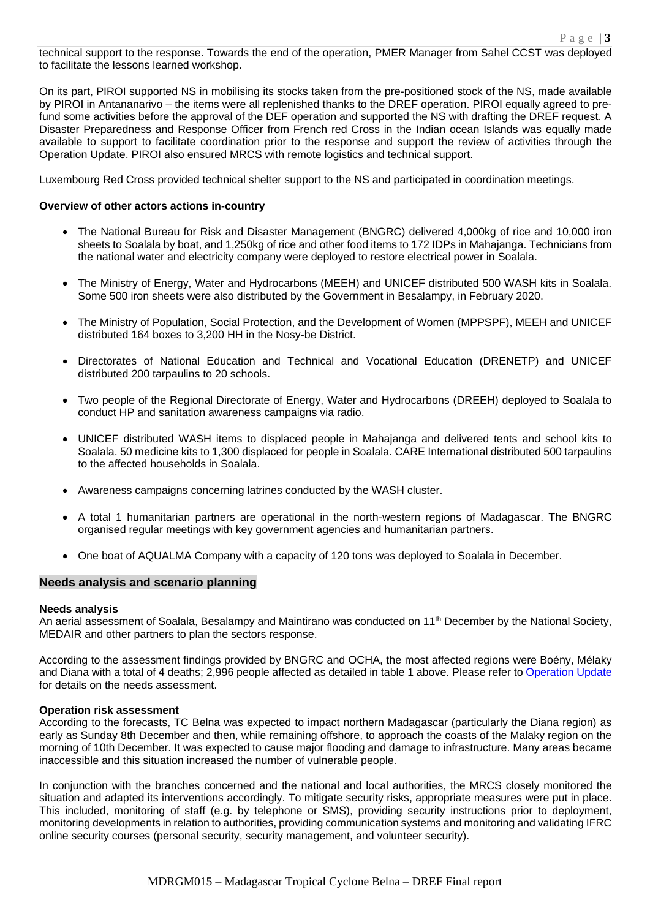technical support to the response. Towards the end of the operation, PMER Manager from Sahel CCST was deployed to facilitate the lessons learned workshop.

On its part, PIROI supported NS in mobilising its stocks taken from the pre-positioned stock of the NS, made available by PIROI in Antananarivo – the items were all replenished thanks to the DREF operation. PIROI equally agreed to pre-fund some activities before the approval of the DEF operation and supported the NS with drafting the DREF request. A Disaster Preparedness and Response Officer from French red Cross in the Indian ocean Islands was equally made available to support to facilitate coordination prior to the response and support the review of activities through the Operation Update. PIROI also ensured MRCS with remote logistics and technical support.

Luxembourg Red Cross provided technical shelter support to the NS and participated in coordination meetings.

**Overview of other actors actions in-country**

- The National Bureau for Risk and Disaster Management (BNGRC) delivered 4,000kg of rice and 10,000 iron sheets to Soalala by boat, and 1,250kg of rice and other food items to 172 IDPs in Mahajanga. Technicians from the national water and electricity company were deployed to restore electrical power in Soalala.
- The Ministry of Energy, Water and Hydrocarbons (MEEH) and UNICEF distributed 500 WASH kits in Soalala. Some 500 iron sheets were also distributed by the Government in Besalampy, in February 2020.
- The Ministry of Population, Social Protection, and the Development of Women (MPPSPF), MEEH and UNICEF distributed 164 boxes to 3,200 HH in the Nosy-be District.
- Directorates of National Education and Technical and Vocational Education (DRENETP) and UNICEF distributed 200 tarpaulins to 20 schools.
- Two people of the Regional Directorate of Energy, Water and Hydrocarbons (DREEH) deployed to Soalala to conduct HP and sanitation awareness campaigns via radio.
- UNICEF distributed WASH items to displaced people in Mahajanga and delivered tents and school kits to Soalala. 50 medicine kits to 1,300 displaced for people in Soalala. CARE International distributed 500 tarpaulins to the affected households in Soalala.
- Awareness campaigns concerning latrines conducted by the WASH cluster.
- A total 1 humanitarian partners are operational in the north-western regions of Madagascar. The BNGRC organised regular meetings with key government agencies and humanitarian partners.
- One boat of AQUALMA Company with a capacity of 120 tons was deployed to Soalala in December.

## Needs analysis and scenario planning

**Needs analysis**

An aerial assessment of Soalala, Besalampy and Maintirano was conducted on 11th December by the National Society, MEDAIR and other partners to plan the sectors response.

According to the assessment findings provided by BNGRC and OCHA, the most affected regions were Boény, Mélaky and Diana with a total of 4 deaths; 2,996 people affected as detailed in table 1 above. Please refer to Operation Update for details on the needs assessment.

**Operation risk assessment**

According to the forecasts, TC Belna was expected to impact northern Madagascar (particularly the Diana region) as early as Sunday 8th December and then, while remaining offshore, to approach the coasts of the Malaky region on the morning of 10th December. It was expected to cause major flooding and damage to infrastructure. Many areas became inaccessible and this situation increased the number of vulnerable people.

In conjunction with the branches concerned and the national and local authorities, the MRCS closely monitored the situation and adapted its interventions accordingly. To mitigate security risks, appropriate measures were put in place. This included, monitoring of staff (e.g. by telephone or SMS), providing security instructions prior to deployment, monitoring developments in relation to authorities, providing communication systems and monitoring and validating IFRC online security courses (personal security, security management, and volunteer security).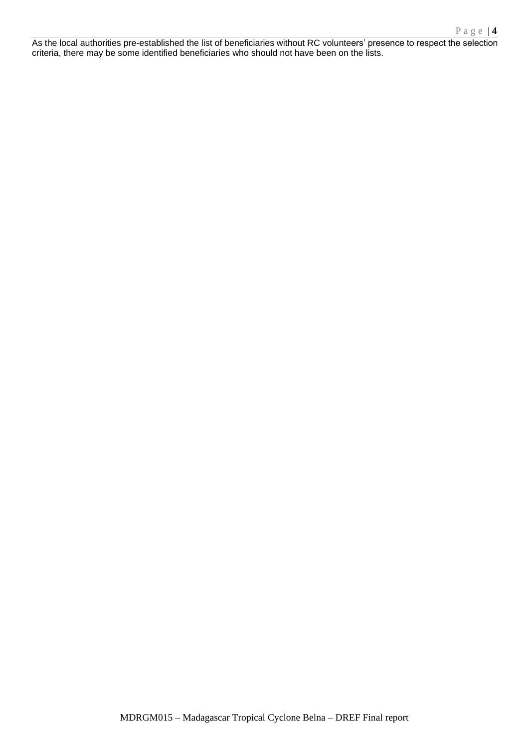As the local authorities pre-established the list of beneficiaries without RC volunteers' presence to respect the selection criteria, there may be some identified beneficiaries who should not have been on the lists.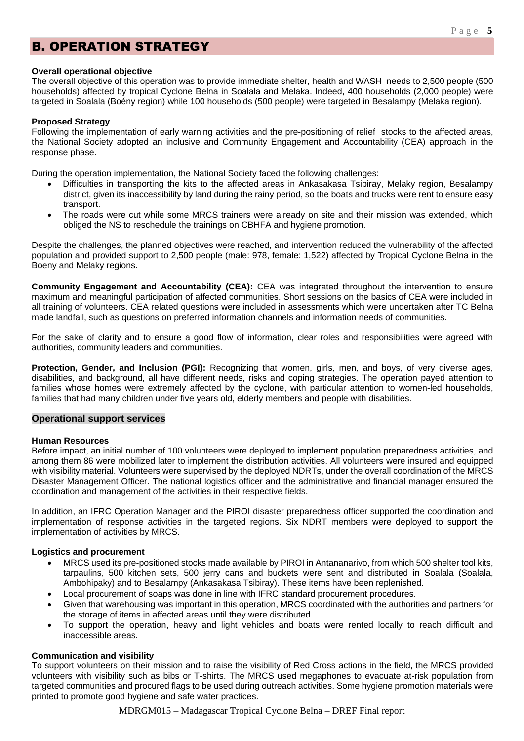# B. OPERATION STRATEGY

**Overall operational objective**

The overall objective of this operation was to provide immediate shelter, health and WASH needs to 2,500 people (500 households) affected by tropical Cyclone Belna in Soalala and Melaka. Indeed, 400 households (2,000 people) were targeted in Soalala (Boény region) while 100 households (500 people) were targeted in Besalampy (Melaka region).

**Proposed Strategy**

Following the implementation of early warning activities and the pre-positioning of relief stocks to the affected areas, the National Society adopted an inclusive and Community Engagement and Accountability (CEA) approach in the response phase.

During the operation implementation, the National Society faced the following challenges:

- Difficulties in transporting the kits to the affected areas in Ankasakasa Tsibiray, Melaky region, Besalampy district, given its inaccessibility by land during the rainy period, so the boats and trucks were rent to ensure easy transport.
- The roads were cut while some MRCS trainers were already on site and their mission was extended, which obliged the NS to reschedule the trainings on CBHFA and hygiene promotion.

Despite the challenges, the planned objectives were reached, and intervention reduced the vulnerability of the affected population and provided support to 2,500 people (male: 978, female: 1,522) affected by Tropical Cyclone Belna in the Boeny and Melaky regions.

**Community Engagement and Accountability (CEA):** CEA was integrated throughout the intervention to ensure maximum and meaningful participation of affected communities. Short sessions on the basics of CEA were included in all training of volunteers. CEA related questions were included in assessments which were undertaken after TC Belna made landfall, such as questions on preferred information channels and information needs of communities.

For the sake of clarity and to ensure a good flow of information, clear roles and responsibilities were agreed with authorities, community leaders and communities.

**Protection, Gender, and Inclusion (PGI):** Recognizing that women, girls, men, and boys, of very diverse ages, disabilities, and background, all have different needs, risks and coping strategies. The operation payed attention to families whose homes were extremely affected by the cyclone, with particular attention to women-led households, families that had many children under five years old, elderly members and people with disabilities.

## Operational support services

**Human Resources**

Before impact, an initial number of 100 volunteers were deployed to implement population preparedness activities, and among them 86 were mobilized later to implement the distribution activities. All volunteers were insured and equipped with visibility material. Volunteers were supervised by the deployed NDRTs, under the overall coordination of the MRCS Disaster Management Officer. The national logistics officer and the administrative and financial manager ensured the coordination and management of the activities in their respective fields.

In addition, an IFRC Operation Manager and the PIROI disaster preparedness officer supported the coordination and implementation of response activities in the targeted regions. Six NDRT members were deployed to support the implementation of activities by MRCS.

**Logistics and procurement**

- MRCS used its pre-positioned stocks made available by PIROI in Antananarivo, from which 500 shelter tool kits, tarpaulins, 500 kitchen sets, 500 jerry cans and buckets were sent and distributed in Soalala (Soalala, Ambohipaky) and to Besalampy (Ankasakasa Tsibiray). These items have been replenished.
- Local procurement of soaps was done in line with IFRC standard procurement procedures.
- Given that warehousing was important in this operation, MRCS coordinated with the authorities and partners for the storage of items in affected areas until they were distributed.
- To support the operation, heavy and light vehicles and boats were rented locally to reach difficult and inaccessible areas.

**Communication and visibility**

To support volunteers on their mission and to raise the visibility of Red Cross actions in the field, the MRCS provided volunteers with visibility such as bibs or T-shirts. The MRCS used megaphones to evacuate at-risk population from targeted communities and procured flags to be used during outreach activities. Some hygiene promotion materials were printed to promote good hygiene and safe water practices.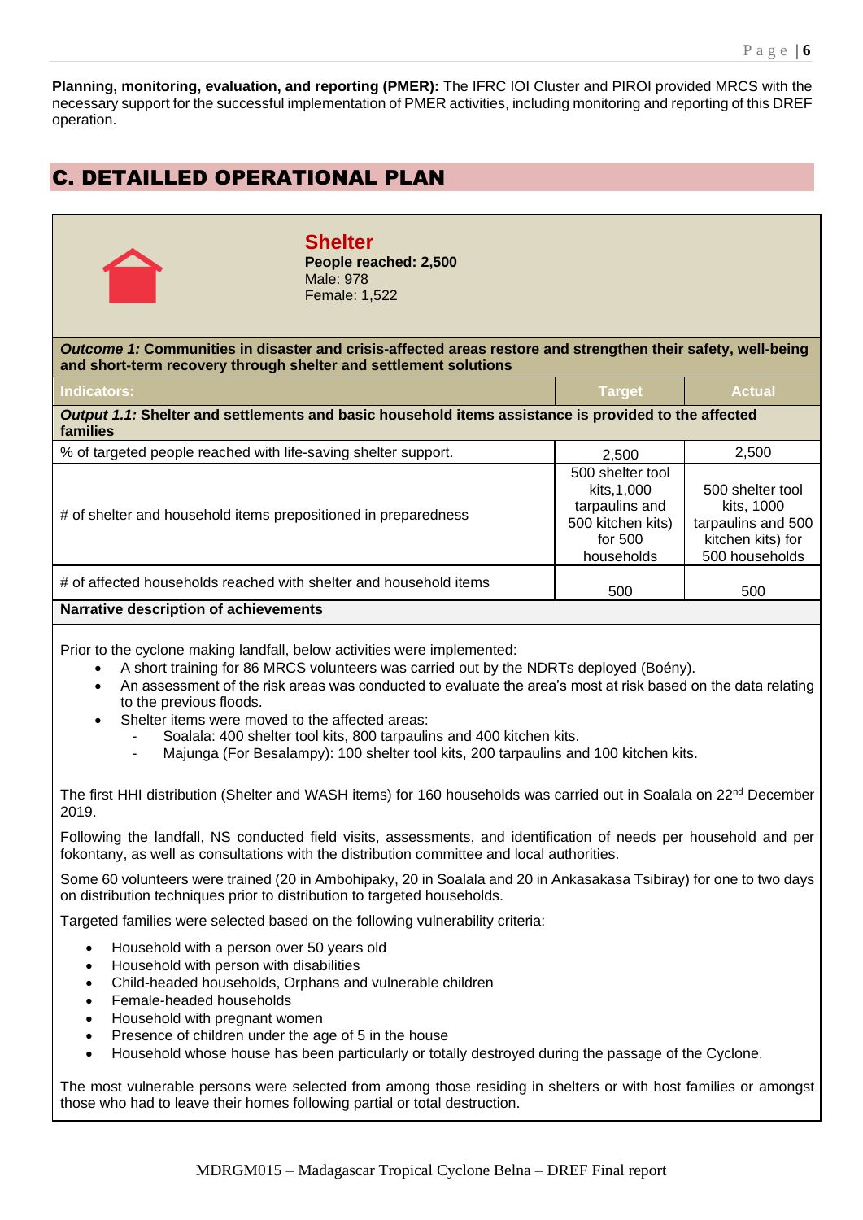**Planning, monitoring, evaluation, and reporting (PMER):** The IFRC IOI Cluster and PIROI provided MRCS with the necessary support for the successful implementation of PMER activities, including monitoring and reporting of this DREF operation.

## C. DETAILLED OPERATIONAL PLAN

### Shelter

**People reached: 2,500**
Male: 978
Female: 1,522

***Outcome 1:*** **Communities in disaster and crisis-affected areas restore and strengthen their safety, well-being and short-term recovery through shelter and settlement solutions**

| Indicators: | Target | Actual |
|---|---|---|
| ***Output 1.1:*** **Shelter and settlements and basic household items assistance is provided to the affected families** | | |
| % of targeted people reached with life-saving shelter support. | 2,500 | 2,500 |
| # of shelter and household items prepositioned in preparedness | 500 shelter tool kits,1,000 tarpaulins and 500 kitchen kits) for 500 households | 500 shelter tool kits, 1000 tarpaulins and 500 kitchen kits) for 500 households |
| # of affected households reached with shelter and household items | 500 | 500 |

**Narrative description of achievements**

Prior to the cyclone making landfall, below activities were implemented:

- A short training for 86 MRCS volunteers was carried out by the NDRTs deployed (Boény).
- An assessment of the risk areas was conducted to evaluate the area's most at risk based on the data relating to the previous floods.
- Shelter items were moved to the affected areas:
  - Soalala: 400 shelter tool kits, 800 tarpaulins and 400 kitchen kits.
  - Majunga (For Besalampy): 100 shelter tool kits, 200 tarpaulins and 100 kitchen kits.

The first HHI distribution (Shelter and WASH items) for 160 households was carried out in Soalala on 22nd December 2019.

Following the landfall, NS conducted field visits, assessments, and identification of needs per household and per fokontany, as well as consultations with the distribution committee and local authorities.

Some 60 volunteers were trained (20 in Ambohipaky, 20 in Soalala and 20 in Ankasakasa Tsibiray) for one to two days on distribution techniques prior to distribution to targeted households.

Targeted families were selected based on the following vulnerability criteria:

- Household with a person over 50 years old
- Household with person with disabilities
- Child-headed households, Orphans and vulnerable children
- Female-headed households
- Household with pregnant women
- Presence of children under the age of 5 in the house
- Household whose house has been particularly or totally destroyed during the passage of the Cyclone.

The most vulnerable persons were selected from among those residing in shelters or with host families or amongst those who had to leave their homes following partial or total destruction.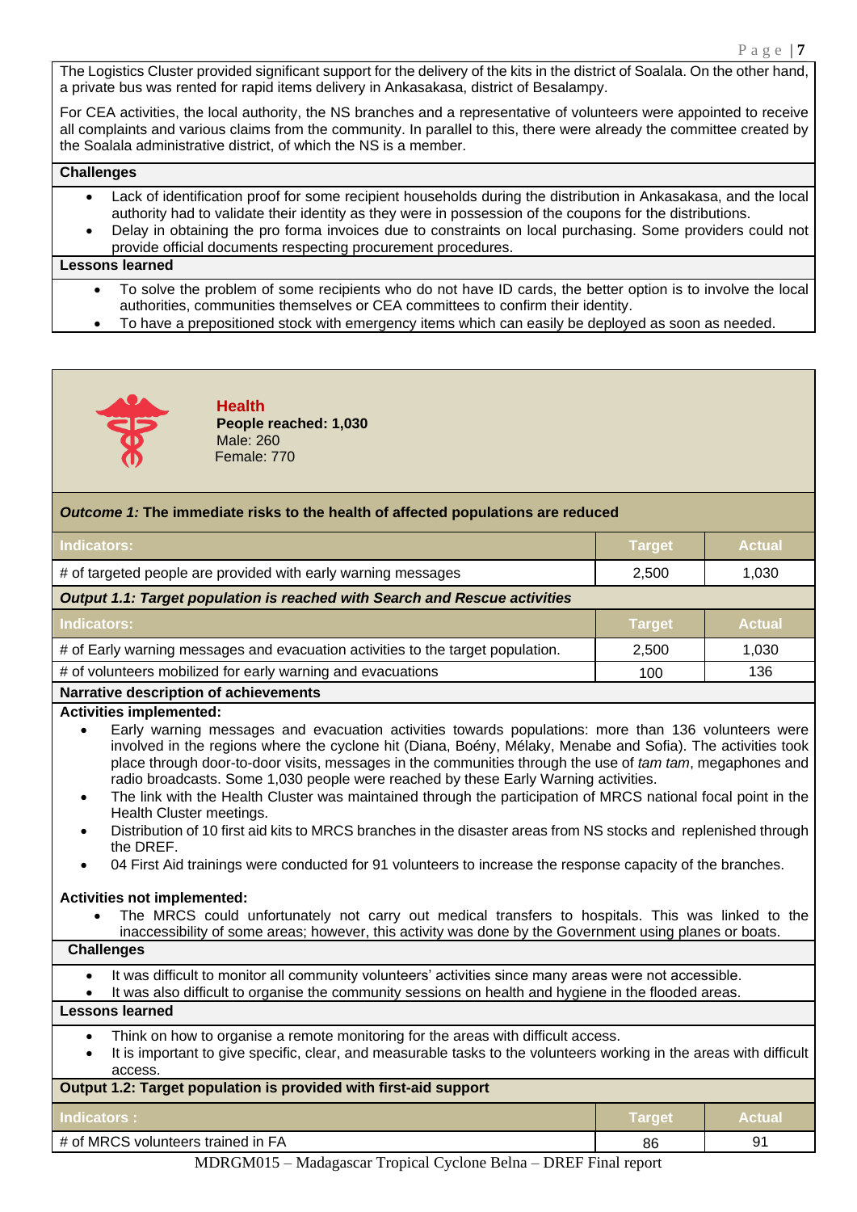The Logistics Cluster provided significant support for the delivery of the kits in the district of Soalala. On the other hand, a private bus was rented for rapid items delivery in Ankasakasa, district of Besalampy.

For CEA activities, the local authority, the NS branches and a representative of volunteers were appointed to receive all complaints and various claims from the community. In parallel to this, there were already the committee created by the Soalala administrative district, of which the NS is a member.

**Challenges**

- Lack of identification proof for some recipient households during the distribution in Ankasakasa, and the local authority had to validate their identity as they were in possession of the coupons for the distributions.
- Delay in obtaining the pro forma invoices due to constraints on local purchasing. Some providers could not provide official documents respecting procurement procedures.

**Lessons learned**

- To solve the problem of some recipients who do not have ID cards, the better option is to involve the local authorities, communities themselves or CEA committees to confirm their identity.
- To have a prepositioned stock with emergency items which can easily be deployed as soon as needed.

## Health

**People reached: 1,030**
Male: 260
Female: 770

***Outcome 1:* The immediate risks to the health of affected populations are reduced**

| Indicators: | Target | Actual |
|---|---|---|
| # of targeted people are provided with early warning messages | 2,500 | 1,030 |

***Output 1.1: Target population is reached with Search and Rescue activities***

| Indicators: | Target | Actual |
|---|---|---|
| # of Early warning messages and evacuation activities to the target population. | 2,500 | 1,030 |
| # of volunteers mobilized for early warning and evacuations | 100 | 136 |

**Narrative description of achievements**

**Activities implemented:**

- Early warning messages and evacuation activities towards populations: more than 136 volunteers were involved in the regions where the cyclone hit (Diana, Boény, Mélaky, Menabe and Sofia). The activities took place through door-to-door visits, messages in the communities through the use of *tam tam*, megaphones and radio broadcasts. Some 1,030 people were reached by these Early Warning activities.
- The link with the Health Cluster was maintained through the participation of MRCS national focal point in the Health Cluster meetings.
- Distribution of 10 first aid kits to MRCS branches in the disaster areas from NS stocks and replenished through the DREF.
- 04 First Aid trainings were conducted for 91 volunteers to increase the response capacity of the branches.

**Activities not implemented:**

- The MRCS could unfortunately not carry out medical transfers to hospitals. This was linked to the inaccessibility of some areas; however, this activity was done by the Government using planes or boats.

**Challenges**

- It was difficult to monitor all community volunteers' activities since many areas were not accessible.
- It was also difficult to organise the community sessions on health and hygiene in the flooded areas.

**Lessons learned**

- Think on how to organise a remote monitoring for the areas with difficult access.
- It is important to give specific, clear, and measurable tasks to the volunteers working in the areas with difficult access.

**Output 1.2: Target population is provided with first-aid support**

| Indicators : | Target | Actual |
|---|---|---|
| # of MRCS volunteers trained in FA | 86 | 91 |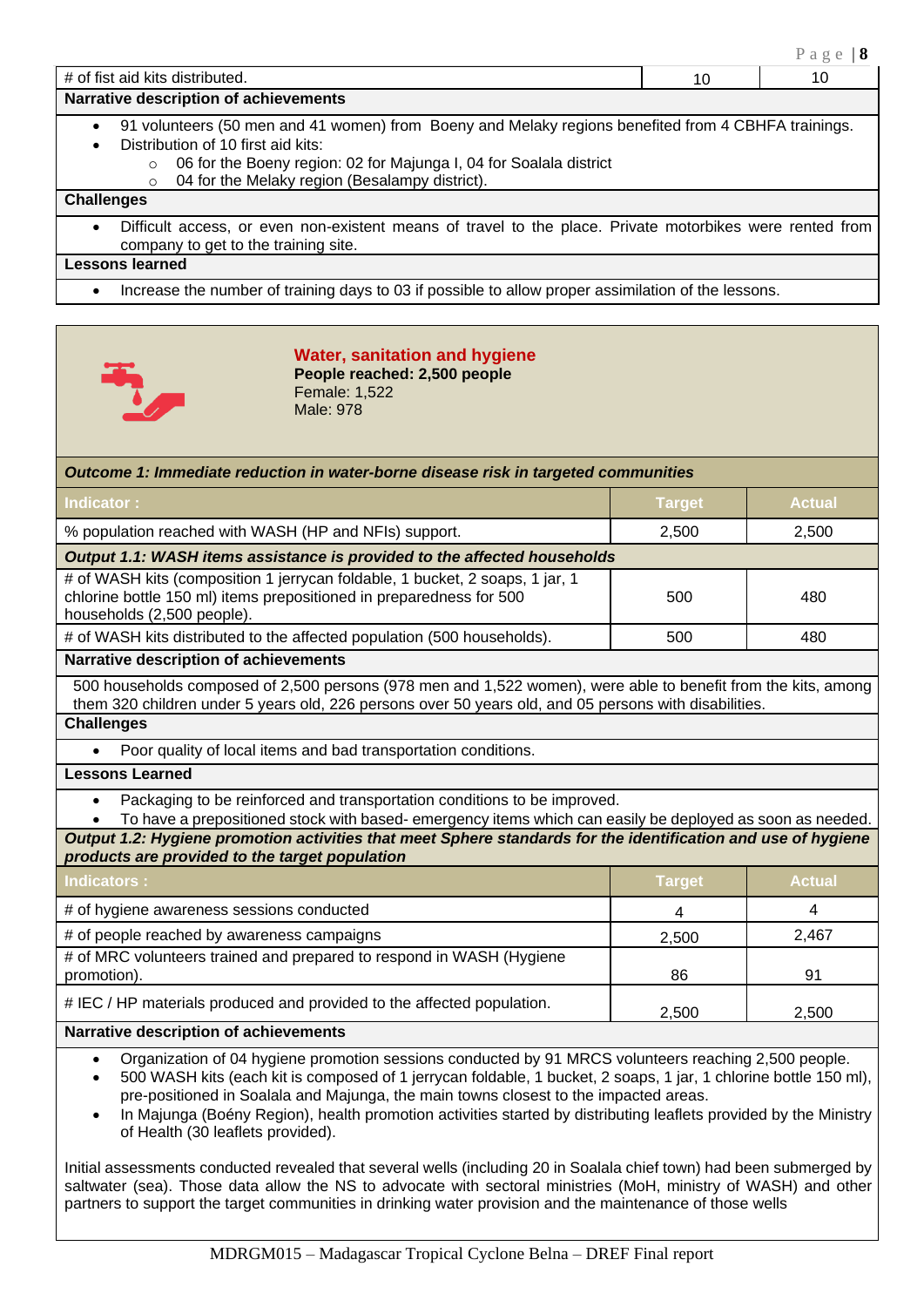| # of fist aid kits distributed. | 10 | 10 |
|---|---|---|

**Narrative description of achievements**

- 91 volunteers (50 men and 41 women) from Boeny and Melaky regions benefited from 4 CBHFA trainings.
- Distribution of 10 first aid kits:
  - 06 for the Boeny region: 02 for Majunga I, 04 for Soalala district
  - 04 for the Melaky region (Besalampy district).

**Challenges**

- Difficult access, or even non-existent means of travel to the place. Private motorbikes were rented from company to get to the training site.

**Lessons learned**

- Increase the number of training days to 03 if possible to allow proper assimilation of the lessons.

## Water, sanitation and hygiene

**People reached: 2,500 people**
Female: 1,522
Male: 978

***Outcome 1: Immediate reduction in water-borne disease risk in targeted communities***

| Indicator : | Target | Actual |
|---|---|---|
| % population reached with WASH (HP and NFIs) support. | 2,500 | 2,500 |
| ***Output 1.1: WASH items assistance is provided to the affected households*** | | |
| # of WASH kits (composition 1 jerrycan foldable, 1 bucket, 2 soaps, 1 jar, 1 chlorine bottle 150 ml) items prepositioned in preparedness for 500 households (2,500 people). | 500 | 480 |
| # of WASH kits distributed to the affected population (500 households). | 500 | 480 |

**Narrative description of achievements**

500 households composed of 2,500 persons (978 men and 1,522 women), were able to benefit from the kits, among them 320 children under 5 years old, 226 persons over 50 years old, and 05 persons with disabilities.

**Challenges**

- Poor quality of local items and bad transportation conditions.

**Lessons Learned**

- Packaging to be reinforced and transportation conditions to be improved.
- To have a prepositioned stock with based- emergency items which can easily be deployed as soon as needed.

***Output 1.2: Hygiene promotion activities that meet Sphere standards for the identification and use of hygiene products are provided to the target population***

| Indicators : | Target | Actual |
|---|---|---|
| # of hygiene awareness sessions conducted | 4 | 4 |
| # of people reached by awareness campaigns | 2,500 | 2,467 |
| # of MRC volunteers trained and prepared to respond in WASH (Hygiene promotion). | 86 | 91 |
| # IEC / HP materials produced and provided to the affected population. | 2,500 | 2,500 |

**Narrative description of achievements**

- Organization of 04 hygiene promotion sessions conducted by 91 MRCS volunteers reaching 2,500 people.
- 500 WASH kits (each kit is composed of 1 jerrycan foldable, 1 bucket, 2 soaps, 1 jar, 1 chlorine bottle 150 ml), pre-positioned in Soalala and Majunga, the main towns closest to the impacted areas.
- In Majunga (Boény Region), health promotion activities started by distributing leaflets provided by the Ministry of Health (30 leaflets provided).

Initial assessments conducted revealed that several wells (including 20 in Soalala chief town) had been submerged by saltwater (sea). Those data allow the NS to advocate with sectoral ministries (MoH, ministry of WASH) and other partners to support the target communities in drinking water provision and the maintenance of those wells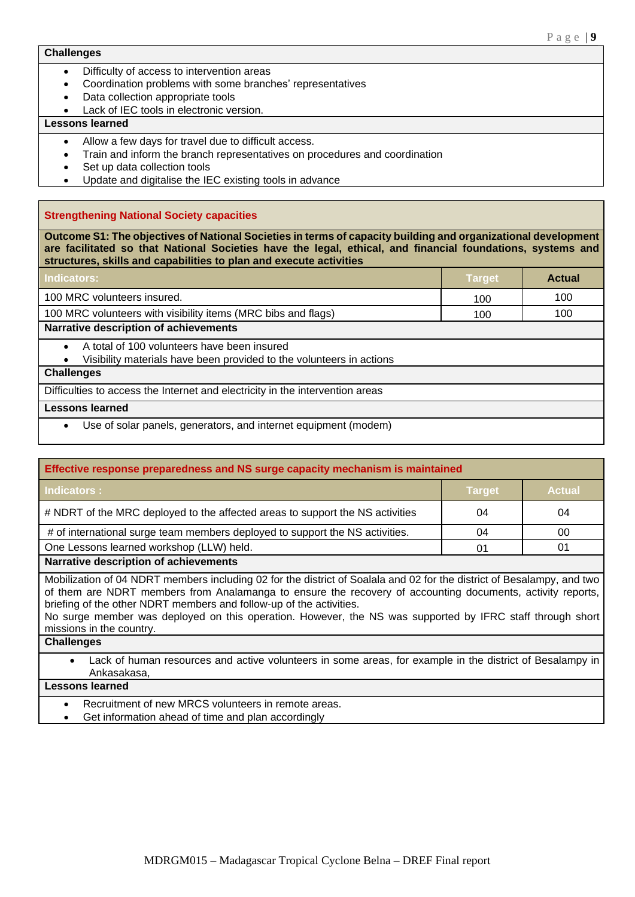**Challenges**

- Difficulty of access to intervention areas
- Coordination problems with some branches' representatives
- Data collection appropriate tools
- Lack of IEC tools in electronic version.

**Lessons learned**

- Allow a few days for travel due to difficult access.
- Train and inform the branch representatives on procedures and coordination
- Set up data collection tools
- Update and digitalise the IEC existing tools in advance

## Strengthening National Society capacities

**Outcome S1: The objectives of National Societies in terms of capacity building and organizational development are facilitated so that National Societies have the legal, ethical, and financial foundations, systems and structures, skills and capabilities to plan and execute activities**

| Indicators: | Target | Actual |
|---|---|---|
| 100 MRC volunteers insured. | 100 | 100 |
| 100 MRC volunteers with visibility items (MRC bibs and flags) | 100 | 100 |

**Narrative description of achievements**

- A total of 100 volunteers have been insured
- Visibility materials have been provided to the volunteers in actions

**Challenges**

Difficulties to access the Internet and electricity in the intervention areas

**Lessons learned**

- Use of solar panels, generators, and internet equipment (modem)

## Effective response preparedness and NS surge capacity mechanism is maintained

| Indicators : | Target | Actual |
|---|---|---|
| # NDRT of the MRC deployed to the affected areas to support the NS activities | 04 | 04 |
| # of international surge team members deployed to support the NS activities. | 04 | 00 |
| One Lessons learned workshop (LLW) held. | 01 | 01 |

**Narrative description of achievements**

Mobilization of 04 NDRT members including 02 for the district of Soalala and 02 for the district of Besalampy, and two of them are NDRT members from Analamanga to ensure the recovery of accounting documents, activity reports, briefing of the other NDRT members and follow-up of the activities.
No surge member was deployed on this operation. However, the NS was supported by IFRC staff through short missions in the country.

**Challenges**

- Lack of human resources and active volunteers in some areas, for example in the district of Besalampy in Ankasakasa,

**Lessons learned**

- Recruitment of new MRCS volunteers in remote areas.
- Get information ahead of time and plan accordingly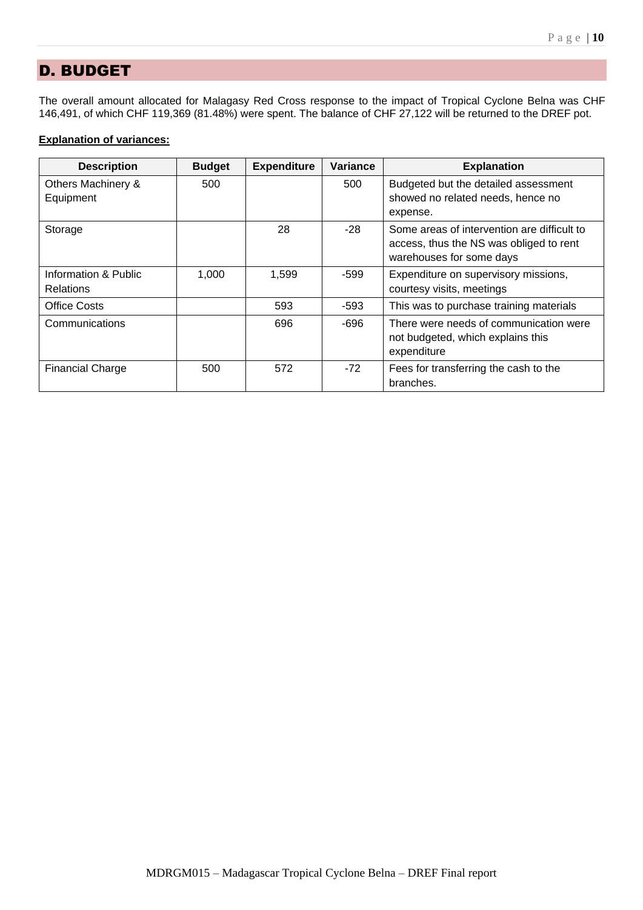## D. BUDGET

The overall amount allocated for Malagasy Red Cross response to the impact of Tropical Cyclone Belna was CHF 146,491, of which CHF 119,369 (81.48%) were spent. The balance of CHF 27,122 will be returned to the DREF pot.

**Explanation of variances:**

| Description | Budget | Expenditure | Variance | Explanation |
|---|---|---|---|---|
| Others Machinery & Equipment | 500 | | 500 | Budgeted but the detailed assessment showed no related needs, hence no expense. |
| Storage | | 28 | -28 | Some areas of intervention are difficult to access, thus the NS was obliged to rent warehouses for some days |
| Information & Public Relations | 1,000 | 1,599 | -599 | Expenditure on supervisory missions, courtesy visits, meetings |
| Office Costs | | 593 | -593 | This was to purchase training materials |
| Communications | | 696 | -696 | There were needs of communication were not budgeted, which explains this expenditure |
| Financial Charge | 500 | 572 | -72 | Fees for transferring the cash to the branches. |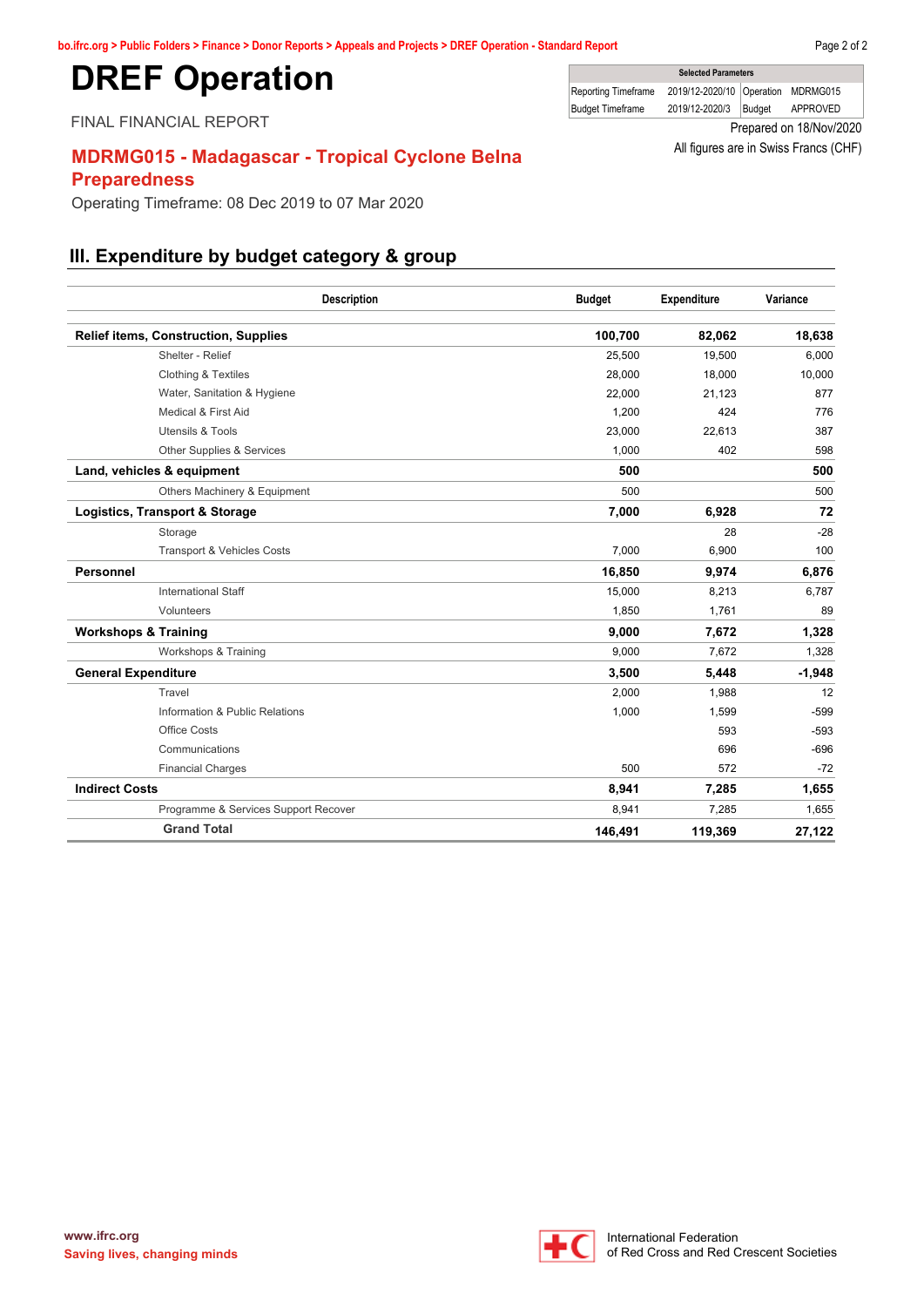# DREF Operation

FINAL FINANCIAL REPORT

| Selected Parameters | | | |
|---|---|---|---|
| Reporting Timeframe | 2019/12-2020/10 | Operation | MDRMG015 |
| Budget Timeframe | 2019/12-2020/3 | Budget | APPROVED |

Prepared on 18/Nov/2020

All figures are in Swiss Francs (CHF)

## MDRMG015 - Madagascar - Tropical Cyclone Belna Preparedness

Operating Timeframe: 08 Dec 2019 to 07 Mar 2020

## III. Expenditure by budget category & group

| Description | Budget | Expenditure | Variance |
|---|---|---|---|
| **Relief items, Construction, Supplies** | **100,700** | **82,062** | **18,638** |
| Shelter - Relief | 25,500 | 19,500 | 6,000 |
| Clothing & Textiles | 28,000 | 18,000 | 10,000 |
| Water, Sanitation & Hygiene | 22,000 | 21,123 | 877 |
| Medical & First Aid | 1,200 | 424 | 776 |
| Utensils & Tools | 23,000 | 22,613 | 387 |
| Other Supplies & Services | 1,000 | 402 | 598 |
| **Land, vehicles & equipment** | **500** | | **500** |
| Others Machinery & Equipment | 500 | | 500 |
| **Logistics, Transport & Storage** | **7,000** | **6,928** | **72** |
| Storage | | 28 | -28 |
| Transport & Vehicles Costs | 7,000 | 6,900 | 100 |
| **Personnel** | **16,850** | **9,974** | **6,876** |
| International Staff | 15,000 | 8,213 | 6,787 |
| Volunteers | 1,850 | 1,761 | 89 |
| **Workshops & Training** | **9,000** | **7,672** | **1,328** |
| Workshops & Training | 9,000 | 7,672 | 1,328 |
| **General Expenditure** | **3,500** | **5,448** | **-1,948** |
| Travel | 2,000 | 1,988 | 12 |
| Information & Public Relations | 1,000 | 1,599 | -599 |
| Office Costs | | 593 | -593 |
| Communications | | 696 | -696 |
| Financial Charges | 500 | 572 | -72 |
| **Indirect Costs** | **8,941** | **7,285** | **1,655** |
| Programme & Services Support Recover | 8,941 | 7,285 | 1,655 |
| **Grand Total** | **146,491** | **119,369** | **27,122** |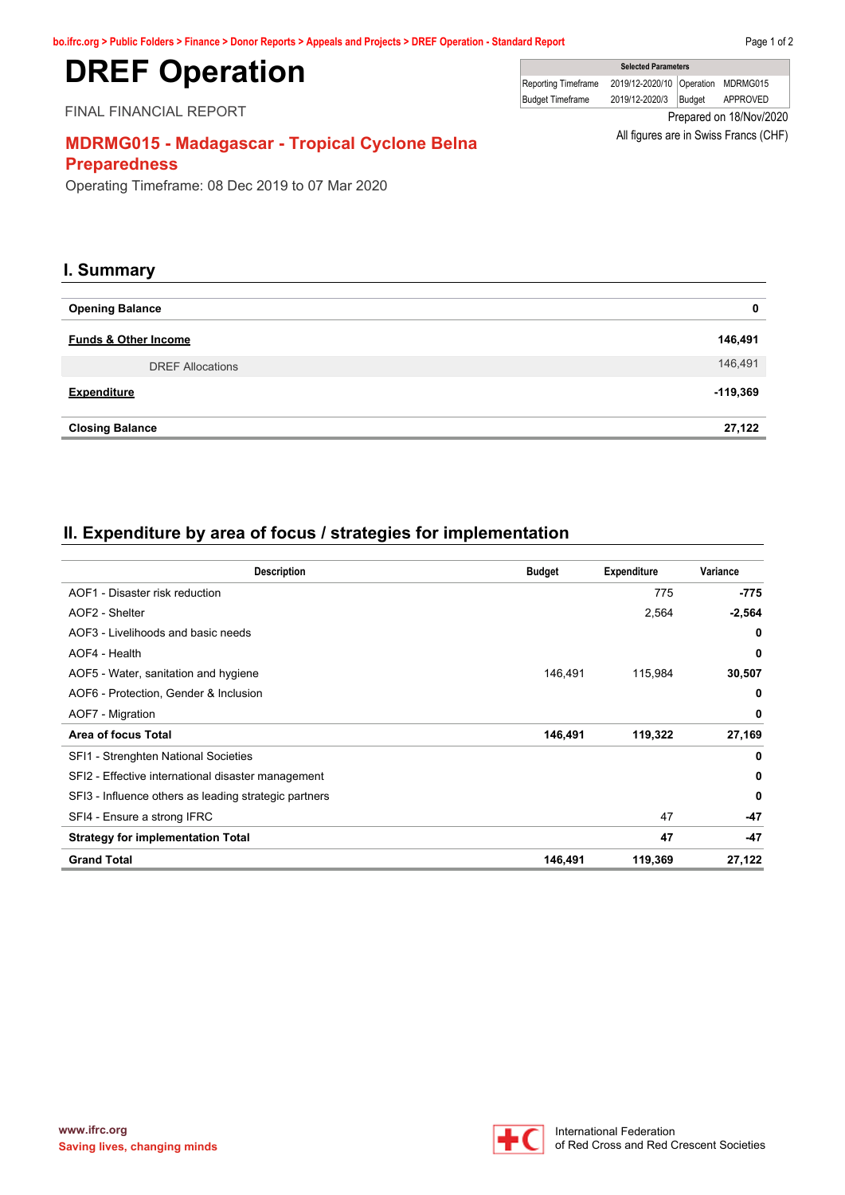# DREF Operation

FINAL FINANCIAL REPORT

| Selected Parameters | | | |
|---|---|---|---|
| Reporting Timeframe | 2019/12-2020/10 | Operation | MDRMG015 |
| Budget Timeframe | 2019/12-2020/3 | Budget | APPROVED |

Prepared on 18/Nov/2020

All figures are in Swiss Francs (CHF)

## MDRMG015 - Madagascar - Tropical Cyclone Belna Preparedness

Operating Timeframe: 08 Dec 2019 to 07 Mar 2020

## I. Summary

| | |
|---|---|
| **Opening Balance** | **0** |
| **Funds & Other Income** | **146,491** |
| DREF Allocations | 146,491 |
| **Expenditure** | **-119,369** |
| **Closing Balance** | **27,122** |

## II. Expenditure by area of focus / strategies for implementation

| Description | Budget | Expenditure | Variance |
|---|---|---|---|
| AOF1 - Disaster risk reduction | | 775 | **-775** |
| AOF2 - Shelter | | 2,564 | **-2,564** |
| AOF3 - Livelihoods and basic needs | | | **0** |
| AOF4 - Health | | | **0** |
| AOF5 - Water, sanitation and hygiene | 146,491 | 115,984 | **30,507** |
| AOF6 - Protection, Gender & Inclusion | | | **0** |
| AOF7 - Migration | | | **0** |
| **Area of focus Total** | **146,491** | **119,322** | **27,169** |
| SFI1 - Strenghten National Societies | | | **0** |
| SFI2 - Effective international disaster management | | | **0** |
| SFI3 - Influence others as leading strategic partners | | | **0** |
| SFI4 - Ensure a strong IFRC | | 47 | **-47** |
| **Strategy for implementation Total** | | **47** | **-47** |
| **Grand Total** | **146,491** | **119,369** | **27,122** |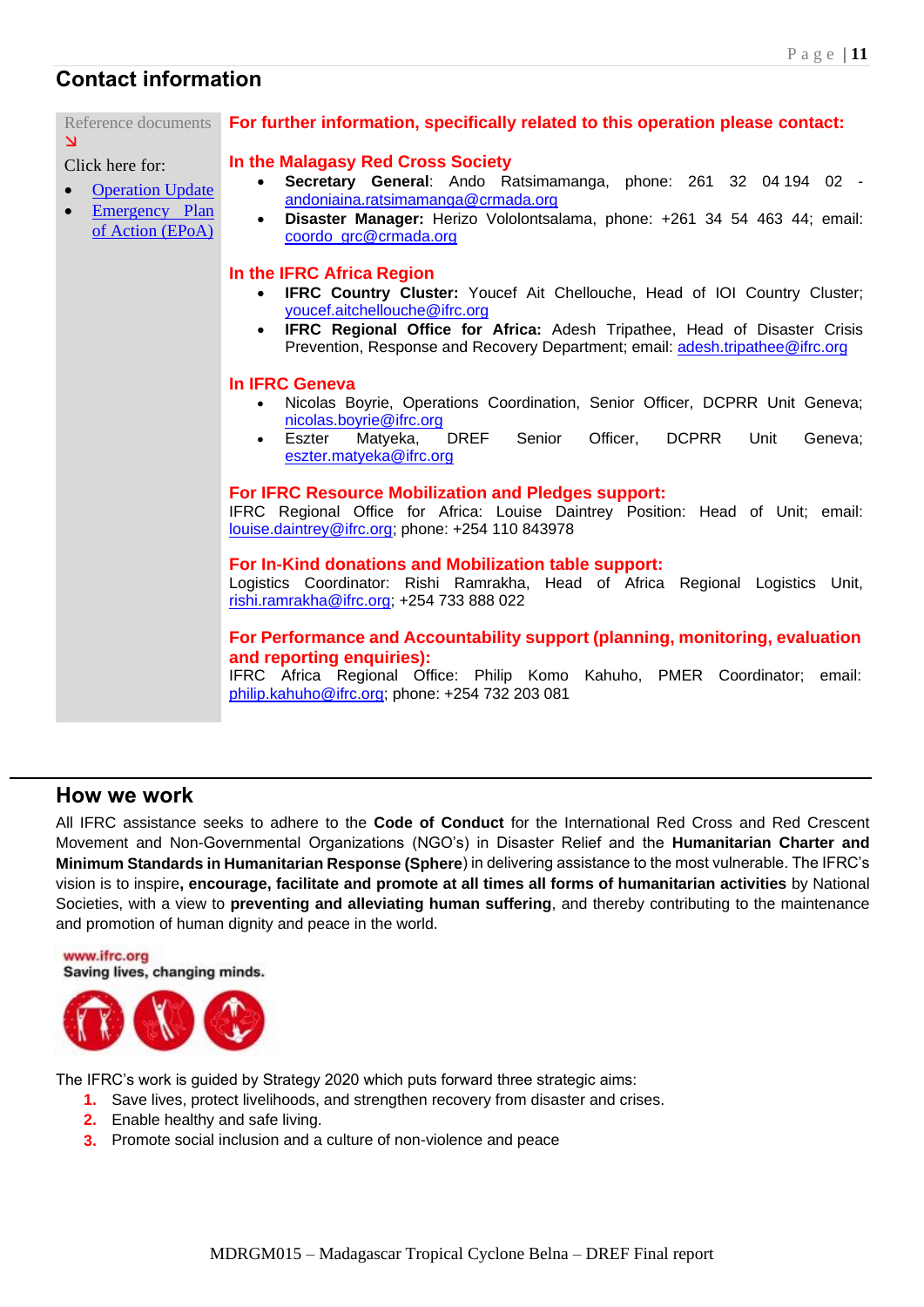## Contact information

Reference documents ↘

Click here for:

- Operation Update
- Emergency Plan of Action (EPoA)

**For further information, specifically related to this operation please contact:**

**In the Malagasy Red Cross Society**

- **Secretary General**: Ando Ratsimamanga, phone: 261 32 04 194 02 - andoniaina.ratsimamanga@crmada.org
- **Disaster Manager:** Herizo Vololontsalama, phone: +261 34 54 463 44; email: coordo_grc@crmada.org

**In the IFRC Africa Region**

- **IFRC Country Cluster:** Youcef Ait Chellouche, Head of IOI Country Cluster; youcef.aitchellouche@ifrc.org
- **IFRC Regional Office for Africa:** Adesh Tripathee, Head of Disaster Crisis Prevention, Response and Recovery Department; email: adesh.tripathee@ifrc.org

**In IFRC Geneva**

- Nicolas Boyrie, Operations Coordination, Senior Officer, DCPRR Unit Geneva; nicolas.boyrie@ifrc.org
- Eszter Matyeka, DREF Senior Officer, DCPRR Unit Geneva; eszter.matyeka@ifrc.org

**For IFRC Resource Mobilization and Pledges support:**

IFRC Regional Office for Africa: Louise Daintrey Position: Head of Unit; email: louise.daintrey@ifrc.org; phone: +254 110 843978

**For In-Kind donations and Mobilization table support:**

Logistics Coordinator: Rishi Ramrakha, Head of Africa Regional Logistics Unit, rishi.ramrakha@ifrc.org; +254 733 888 022

**For Performance and Accountability support (planning, monitoring, evaluation and reporting enquiries):**

IFRC Africa Regional Office: Philip Komo Kahuho, PMER Coordinator; email: philip.kahuho@ifrc.org; phone: +254 732 203 081

## How we work

All IFRC assistance seeks to adhere to the **Code of Conduct** for the International Red Cross and Red Crescent Movement and Non-Governmental Organizations (NGO's) in Disaster Relief and the **Humanitarian Charter and Minimum Standards in Humanitarian Response (Sphere**) in delivering assistance to the most vulnerable. The IFRC's vision is to inspire**, encourage, facilitate and promote at all times all forms of humanitarian activities** by National Societies, with a view to **preventing and alleviating human suffering**, and thereby contributing to the maintenance and promotion of human dignity and peace in the world.

www.ifrc.org
Saving lives, changing minds.

The IFRC's work is guided by Strategy 2020 which puts forward three strategic aims:

1. Save lives, protect livelihoods, and strengthen recovery from disaster and crises.
2. Enable healthy and safe living.
3. Promote social inclusion and a culture of non-violence and peace